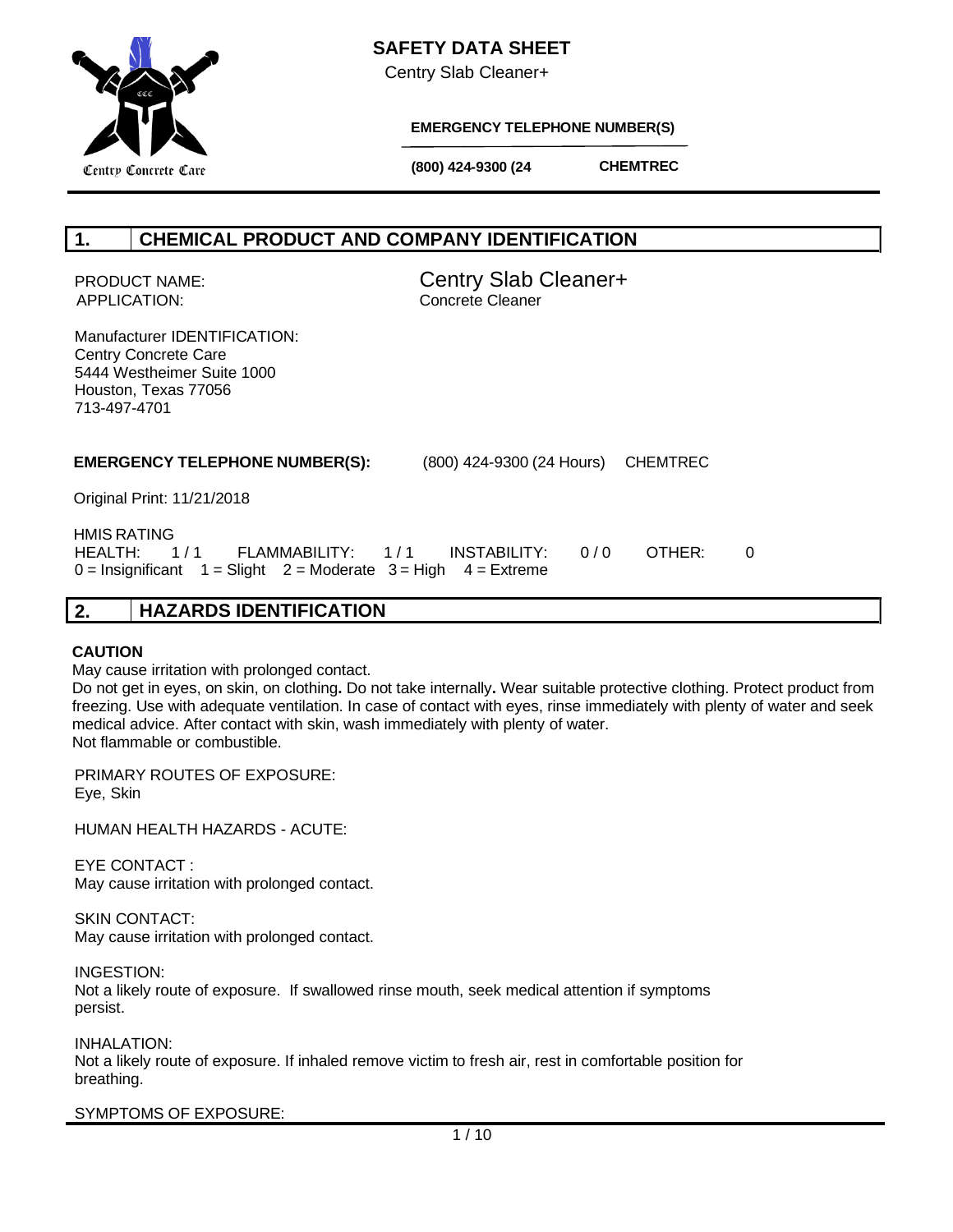# SAFETY DATA SHEET

Centry Slab Cleaner+

**EMERGENCY TELEPHONE NUMBER(S)**

**(800) 424-9300 (24** **CHEMTREC**

Centry Concrete Care

## 1. CHEMICAL PRODUCT AND COMPANY IDENTIFICATION

PRODUCT NAME: Centry Slab Cleaner+
APPLICATION: Concrete Cleaner

Manufacturer IDENTIFICATION:
Centry Concrete Care
5444 Westheimer Suite 1000
Houston, Texas 77056
713-497-4701

**EMERGENCY TELEPHONE NUMBER(S):** (800) 424-9300 (24 Hours) CHEMTREC

Original Print: 11/21/2018

HMIS RATING
HEALTH: 1 / 1 FLAMMABILITY: 1 / 1 INSTABILITY: 0 / 0 OTHER: 0
0 = Insignificant 1 = Slight 2 = Moderate 3 = High 4 = Extreme

## 2. HAZARDS IDENTIFICATION

**CAUTION**
May cause irritation with prolonged contact.
Do not get in eyes, on skin, on clothing**.** Do not take internally**.** Wear suitable protective clothing. Protect product from freezing. Use with adequate ventilation. In case of contact with eyes, rinse immediately with plenty of water and seek medical advice. After contact with skin, wash immediately with plenty of water.
Not flammable or combustible.

PRIMARY ROUTES OF EXPOSURE:
Eye, Skin

HUMAN HEALTH HAZARDS - ACUTE:

EYE CONTACT :
May cause irritation with prolonged contact.

SKIN CONTACT:
May cause irritation with prolonged contact.

INGESTION:
Not a likely route of exposure. If swallowed rinse mouth, seek medical attention if symptoms persist.

INHALATION:
Not a likely route of exposure. If inhaled remove victim to fresh air, rest in comfortable position for breathing.

SYMPTOMS OF EXPOSURE: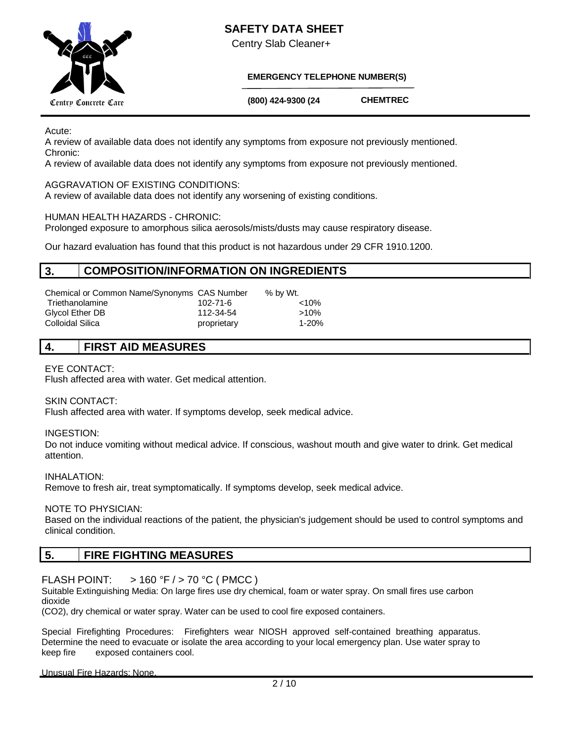Acute:
A review of available data does not identify any symptoms from exposure not previously mentioned.
Chronic:
A review of available data does not identify any symptoms from exposure not previously mentioned.

AGGRAVATION OF EXISTING CONDITIONS:
A review of available data does not identify any worsening of existing conditions.

HUMAN HEALTH HAZARDS - CHRONIC:
Prolonged exposure to amorphous silica aerosols/mists/dusts may cause respiratory disease.

Our hazard evaluation has found that this product is not hazardous under 29 CFR 1910.1200.

## 3. COMPOSITION/INFORMATION ON INGREDIENTS

| Chemical or Common Name/Synonyms | CAS Number | % by Wt. |
|---|---|---|
| Triethanolamine | 102-71-6 | <10% |
| Glycol Ether DB | 112-34-54 | >10% |
| Colloidal Silica | proprietary | 1-20% |

## 4. FIRST AID MEASURES

EYE CONTACT:
Flush affected area with water. Get medical attention.

SKIN CONTACT:
Flush affected area with water. If symptoms develop, seek medical advice.

INGESTION:
Do not induce vomiting without medical advice. If conscious, washout mouth and give water to drink. Get medical attention.

INHALATION:
Remove to fresh air, treat symptomatically. If symptoms develop, seek medical advice.

NOTE TO PHYSICIAN:
Based on the individual reactions of the patient, the physician's judgement should be used to control symptoms and clinical condition.

## 5. FIRE FIGHTING MEASURES

FLASH POINT: > 160 °F / > 70 °C ( PMCC )

Suitable Extinguishing Media: On large fires use dry chemical, foam or water spray. On small fires use carbon dioxide
($CO_2$), dry chemical or water spray. Water can be used to cool fire exposed containers.

Special Firefighting Procedures: Firefighters wear NIOSH approved self-contained breathing apparatus. Determine the need to evacuate or isolate the area according to your local emergency plan. Use water spray to keep fire exposed containers cool.

Unusual Fire Hazards: None.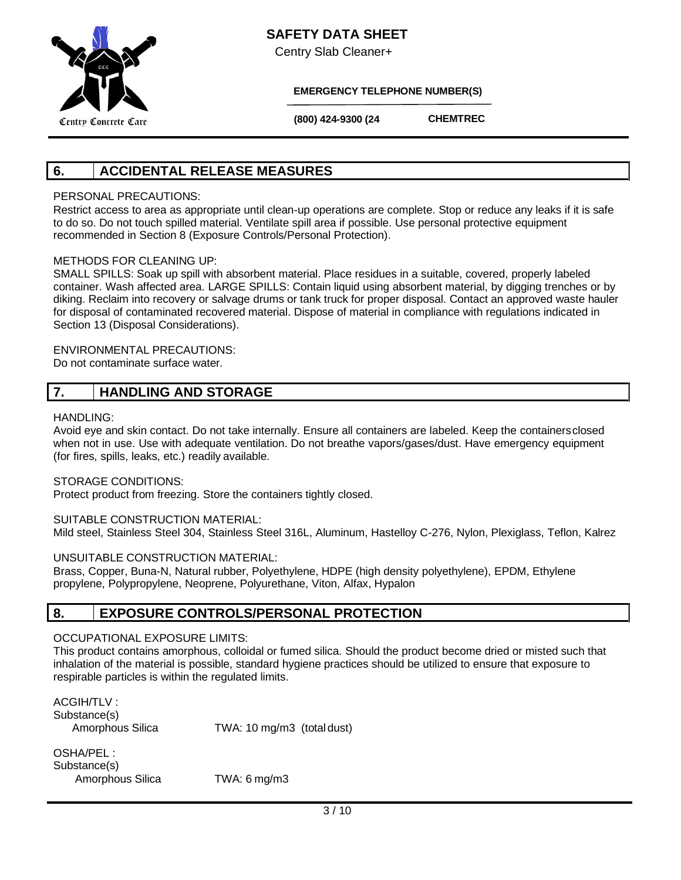## 6. ACCIDENTAL RELEASE MEASURES

PERSONAL PRECAUTIONS:
Restrict access to area as appropriate until clean-up operations are complete. Stop or reduce any leaks if it is safe to do so. Do not touch spilled material. Ventilate spill area if possible. Use personal protective equipment recommended in Section 8 (Exposure Controls/Personal Protection).

METHODS FOR CLEANING UP:
SMALL SPILLS: Soak up spill with absorbent material. Place residues in a suitable, covered, properly labeled container. Wash affected area. LARGE SPILLS: Contain liquid using absorbent material, by digging trenches or by diking. Reclaim into recovery or salvage drums or tank truck for proper disposal. Contact an approved waste hauler for disposal of contaminated recovered material. Dispose of material in compliance with regulations indicated in Section 13 (Disposal Considerations).

ENVIRONMENTAL PRECAUTIONS:
Do not contaminate surface water.

## 7. HANDLING AND STORAGE

HANDLING:
Avoid eye and skin contact. Do not take internally. Ensure all containers are labeled. Keep the containers closed when not in use. Use with adequate ventilation. Do not breathe vapors/gases/dust. Have emergency equipment (for fires, spills, leaks, etc.) readily available.

STORAGE CONDITIONS:
Protect product from freezing. Store the containers tightly closed.

SUITABLE CONSTRUCTION MATERIAL:
Mild steel, Stainless Steel 304, Stainless Steel 316L, Aluminum, Hastelloy C-276, Nylon, Plexiglass, Teflon, Kalrez

UNSUITABLE CONSTRUCTION MATERIAL:
Brass, Copper, Buna-N, Natural rubber, Polyethylene, HDPE (high density polyethylene), EPDM, Ethylene propylene, Polypropylene, Neoprene, Polyurethane, Viton, Alfax, Hypalon

## 8. EXPOSURE CONTROLS/PERSONAL PROTECTION

OCCUPATIONAL EXPOSURE LIMITS:
This product contains amorphous, colloidal or fumed silica. Should the product become dried or misted such that inhalation of the material is possible, standard hygiene practices should be utilized to ensure that exposure to respirable particles is within the regulated limits.

ACGIH/TLV :
Substance(s)

| Substance | Limit |
|---|---|
| Amorphous Silica | TWA: 10 mg/m3 (total dust) |

OSHA/PEL :
Substance(s)

| Substance | Limit |
|---|---|
| Amorphous Silica | TWA: 6 mg/m3 |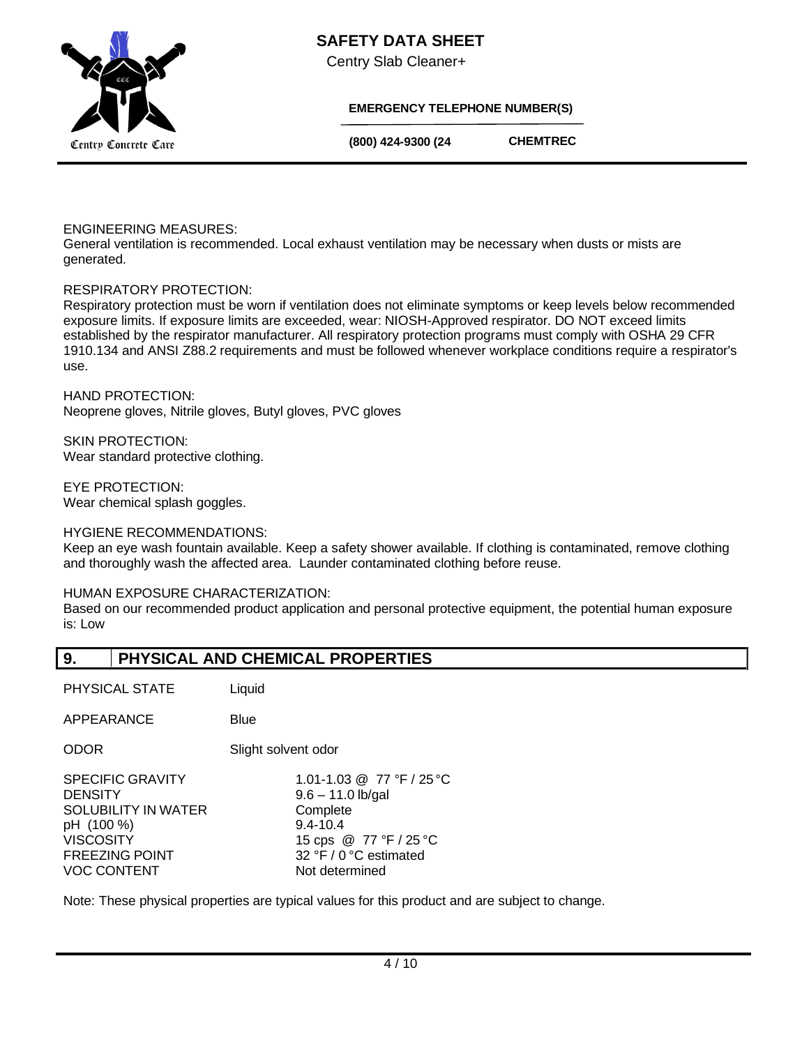ENGINEERING MEASURES:
General ventilation is recommended. Local exhaust ventilation may be necessary when dusts or mists are generated.

RESPIRATORY PROTECTION:
Respiratory protection must be worn if ventilation does not eliminate symptoms or keep levels below recommended exposure limits. If exposure limits are exceeded, wear: NIOSH-Approved respirator. DO NOT exceed limits established by the respirator manufacturer. All respiratory protection programs must comply with OSHA 29 CFR 1910.134 and ANSI Z88.2 requirements and must be followed whenever workplace conditions require a respirator's use.

HAND PROTECTION:
Neoprene gloves, Nitrile gloves, Butyl gloves, PVC gloves

SKIN PROTECTION:
Wear standard protective clothing.

EYE PROTECTION:
Wear chemical splash goggles.

HYGIENE RECOMMENDATIONS:
Keep an eye wash fountain available. Keep a safety shower available. If clothing is contaminated, remove clothing and thoroughly wash the affected area. Launder contaminated clothing before reuse.

HUMAN EXPOSURE CHARACTERIZATION:
Based on our recommended product application and personal protective equipment, the potential human exposure is: Low

## 9. PHYSICAL AND CHEMICAL PROPERTIES

| | |
|---|---|
| PHYSICAL STATE | Liquid |
| APPEARANCE | Blue |
| ODOR | Slight solvent odor |
| SPECIFIC GRAVITY | 1.01-1.03 @ 77 °F / 25 °C |
| DENSITY | 9.6 – 11.0 lb/gal |
| SOLUBILITY IN WATER | Complete |
| pH (100 %) | 9.4-10.4 |
| VISCOSITY | 15 cps @ 77 °F / 25 °C |
| FREEZING POINT | 32 °F / 0 °C estimated |
| VOC CONTENT | Not determined |

Note: These physical properties are typical values for this product and are subject to change.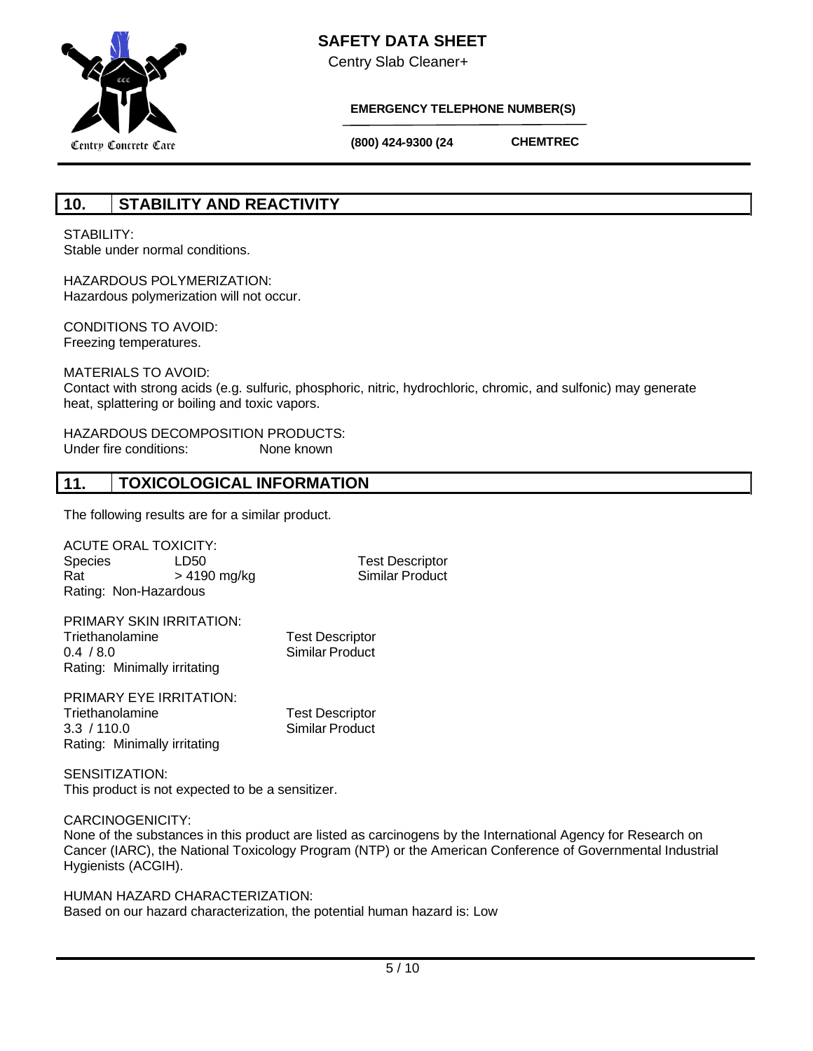## 10. STABILITY AND REACTIVITY

STABILITY:
Stable under normal conditions.

HAZARDOUS POLYMERIZATION:
Hazardous polymerization will not occur.

CONDITIONS TO AVOID:
Freezing temperatures.

MATERIALS TO AVOID:
Contact with strong acids (e.g. sulfuric, phosphoric, nitric, hydrochloric, chromic, and sulfonic) may generate heat, splattering or boiling and toxic vapors.

HAZARDOUS DECOMPOSITION PRODUCTS:
Under fire conditions: None known

## 11. TOXICOLOGICAL INFORMATION

The following results are for a similar product.

ACUTE ORAL TOXICITY:

| Species | LD50 | Test Descriptor |
|---|---|---|
| Rat | > 4190 mg/kg | Similar Product |

Rating: Non-Hazardous

PRIMARY SKIN IRRITATION:

| Triethanolamine | Test Descriptor |
|---|---|
| 0.4 / 8.0 | Similar Product |

Rating: Minimally irritating

PRIMARY EYE IRRITATION:

| Triethanolamine | Test Descriptor |
|---|---|
| 3.3 / 110.0 | Similar Product |

Rating: Minimally irritating

SENSITIZATION:
This product is not expected to be a sensitizer.

CARCINOGENICITY:
None of the substances in this product are listed as carcinogens by the International Agency for Research on Cancer (IARC), the National Toxicology Program (NTP) or the American Conference of Governmental Industrial Hygienists (ACGIH).

HUMAN HAZARD CHARACTERIZATION:
Based on our hazard characterization, the potential human hazard is: Low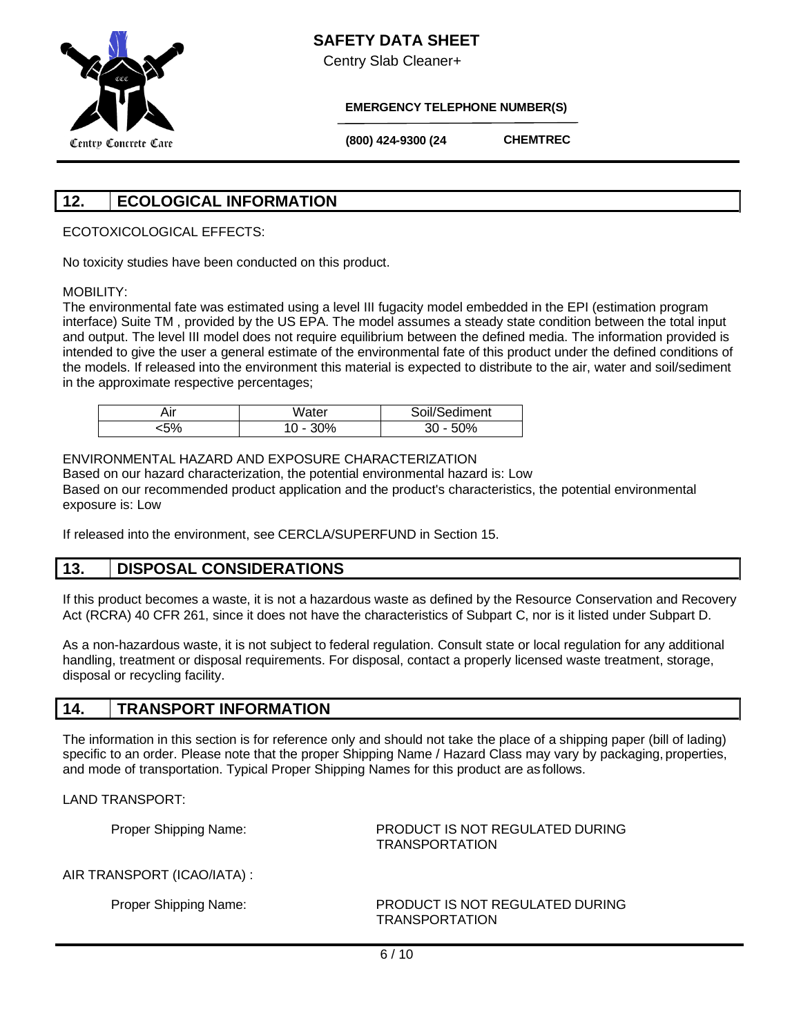## 12. ECOLOGICAL INFORMATION

ECOTOXICOLOGICAL EFFECTS:

No toxicity studies have been conducted on this product.

MOBILITY:

The environmental fate was estimated using a level III fugacity model embedded in the EPI (estimation program interface) Suite TM , provided by the US EPA. The model assumes a steady state condition between the total input and output. The level III model does not require equilibrium between the defined media. The information provided is intended to give the user a general estimate of the environmental fate of this product under the defined conditions of the models. If released into the environment this material is expected to distribute to the air, water and soil/sediment in the approximate respective percentages;

| Air | Water | Soil/Sediment |
|---|---|---|
| <5% | 10 - 30% | 30 - 50% |

ENVIRONMENTAL HAZARD AND EXPOSURE CHARACTERIZATION

Based on our hazard characterization, the potential environmental hazard is: Low

Based on our recommended product application and the product's characteristics, the potential environmental exposure is: Low

If released into the environment, see CERCLA/SUPERFUND in Section 15.

## 13. DISPOSAL CONSIDERATIONS

If this product becomes a waste, it is not a hazardous waste as defined by the Resource Conservation and Recovery Act (RCRA) 40 CFR 261, since it does not have the characteristics of Subpart C, nor is it listed under Subpart D.

As a non-hazardous waste, it is not subject to federal regulation. Consult state or local regulation for any additional handling, treatment or disposal requirements. For disposal, contact a properly licensed waste treatment, storage, disposal or recycling facility.

## 14. TRANSPORT INFORMATION

The information in this section is for reference only and should not take the place of a shipping paper (bill of lading) specific to an order. Please note that the proper Shipping Name / Hazard Class may vary by packaging, properties, and mode of transportation. Typical Proper Shipping Names for this product are as follows.

LAND TRANSPORT:

Proper Shipping Name: PRODUCT IS NOT REGULATED DURING TRANSPORTATION

AIR TRANSPORT (ICAO/IATA) :

Proper Shipping Name: PRODUCT IS NOT REGULATED DURING TRANSPORTATION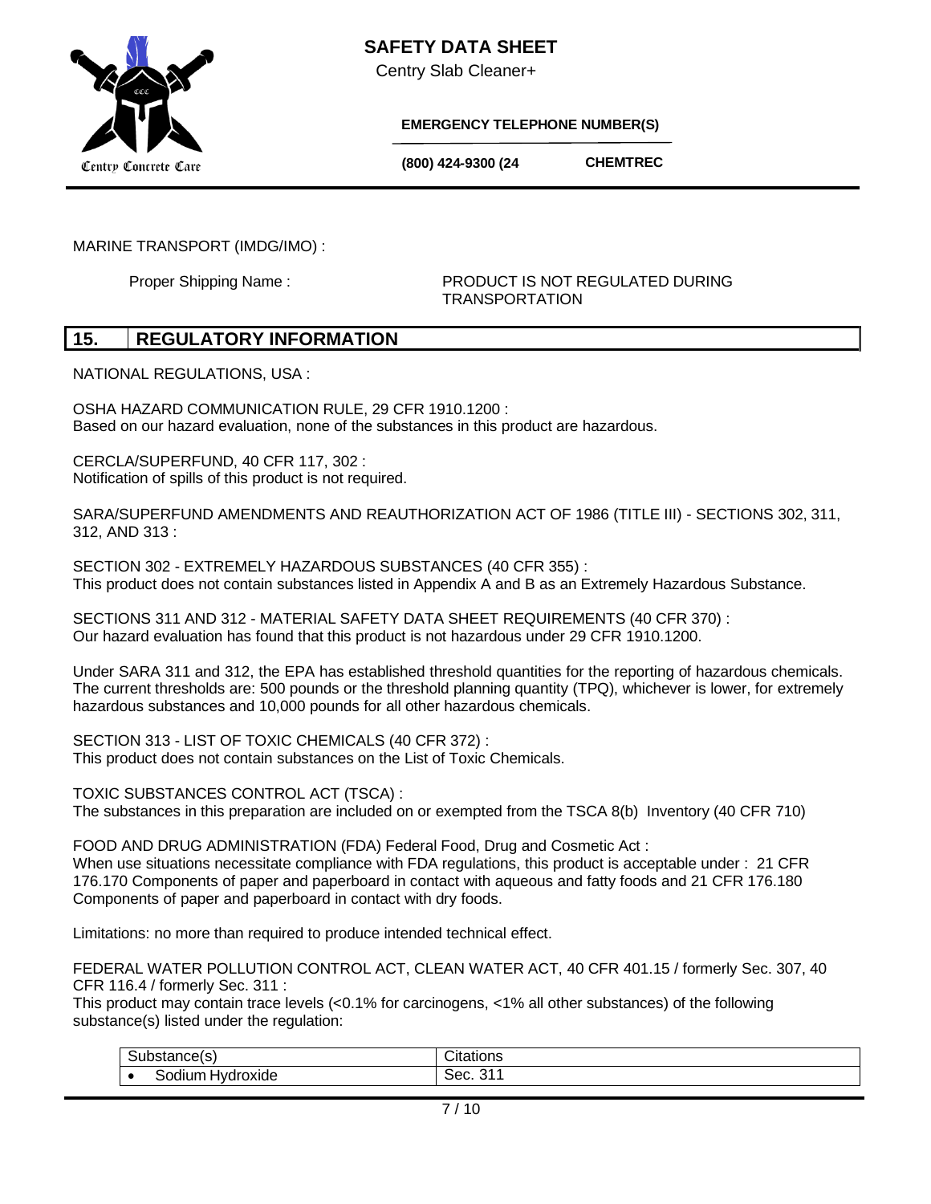MARINE TRANSPORT (IMDG/IMO) :

Proper Shipping Name : PRODUCT IS NOT REGULATED DURING TRANSPORTATION

## 15. REGULATORY INFORMATION

NATIONAL REGULATIONS, USA :

OSHA HAZARD COMMUNICATION RULE, 29 CFR 1910.1200 :
Based on our hazard evaluation, none of the substances in this product are hazardous.

CERCLA/SUPERFUND, 40 CFR 117, 302 :
Notification of spills of this product is not required.

SARA/SUPERFUND AMENDMENTS AND REAUTHORIZATION ACT OF 1986 (TITLE III) - SECTIONS 302, 311, 312, AND 313 :

SECTION 302 - EXTREMELY HAZARDOUS SUBSTANCES (40 CFR 355) :
This product does not contain substances listed in Appendix A and B as an Extremely Hazardous Substance.

SECTIONS 311 AND 312 - MATERIAL SAFETY DATA SHEET REQUIREMENTS (40 CFR 370) :
Our hazard evaluation has found that this product is not hazardous under 29 CFR 1910.1200.

Under SARA 311 and 312, the EPA has established threshold quantities for the reporting of hazardous chemicals. The current thresholds are: 500 pounds or the threshold planning quantity (TPQ), whichever is lower, for extremely hazardous substances and 10,000 pounds for all other hazardous chemicals.

SECTION 313 - LIST OF TOXIC CHEMICALS (40 CFR 372) :
This product does not contain substances on the List of Toxic Chemicals.

TOXIC SUBSTANCES CONTROL ACT (TSCA) :
The substances in this preparation are included on or exempted from the TSCA 8(b) Inventory (40 CFR 710)

FOOD AND DRUG ADMINISTRATION (FDA) Federal Food, Drug and Cosmetic Act :
When use situations necessitate compliance with FDA regulations, this product is acceptable under : 21 CFR 176.170 Components of paper and paperboard in contact with aqueous and fatty foods and 21 CFR 176.180 Components of paper and paperboard in contact with dry foods.

Limitations: no more than required to produce intended technical effect.

FEDERAL WATER POLLUTION CONTROL ACT, CLEAN WATER ACT, 40 CFR 401.15 / formerly Sec. 307, 40 CFR 116.4 / formerly Sec. 311 :
This product may contain trace levels (<0.1% for carcinogens, <1% all other substances) of the following substance(s) listed under the regulation:

| Substance(s) | Citations |
|---|---|
| • Sodium Hydroxide | Sec. 311 |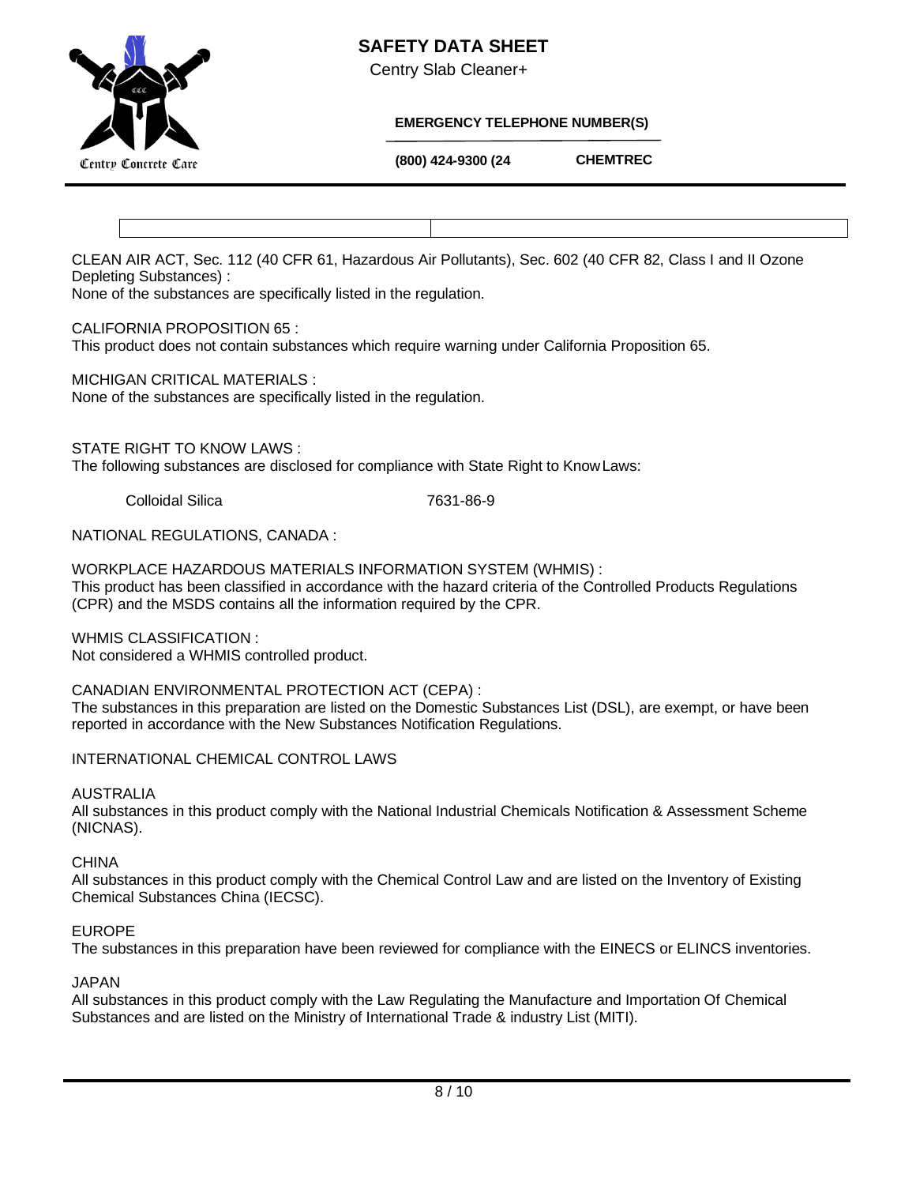CLEAN AIR ACT, Sec. 112 (40 CFR 61, Hazardous Air Pollutants), Sec. 602 (40 CFR 82, Class I and II Ozone Depleting Substances) :
None of the substances are specifically listed in the regulation.

CALIFORNIA PROPOSITION 65 :
This product does not contain substances which require warning under California Proposition 65.

MICHIGAN CRITICAL MATERIALS :
None of the substances are specifically listed in the regulation.

STATE RIGHT TO KNOW LAWS :
The following substances are disclosed for compliance with State Right to Know Laws:

| | |
|---|---|
| Colloidal Silica | 7631-86-9 |

NATIONAL REGULATIONS, CANADA :

WORKPLACE HAZARDOUS MATERIALS INFORMATION SYSTEM (WHMIS) :
This product has been classified in accordance with the hazard criteria of the Controlled Products Regulations (CPR) and the MSDS contains all the information required by the CPR.

WHMIS CLASSIFICATION :
Not considered a WHMIS controlled product.

CANADIAN ENVIRONMENTAL PROTECTION ACT (CEPA) :
The substances in this preparation are listed on the Domestic Substances List (DSL), are exempt, or have been reported in accordance with the New Substances Notification Regulations.

INTERNATIONAL CHEMICAL CONTROL LAWS

AUSTRALIA
All substances in this product comply with the National Industrial Chemicals Notification & Assessment Scheme (NICNAS).

CHINA
All substances in this product comply with the Chemical Control Law and are listed on the Inventory of Existing Chemical Substances China (IECSC).

EUROPE
The substances in this preparation have been reviewed for compliance with the EINECS or ELINCS inventories.

JAPAN
All substances in this product comply with the Law Regulating the Manufacture and Importation Of Chemical Substances and are listed on the Ministry of International Trade & industry List (MITI).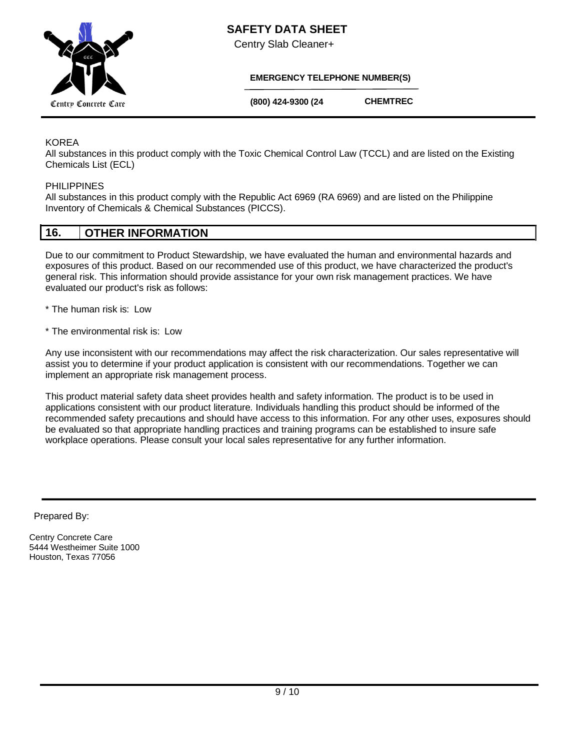KOREA

All substances in this product comply with the Toxic Chemical Control Law (TCCL) and are listed on the Existing Chemicals List (ECL)

PHILIPPINES

All substances in this product comply with the Republic Act 6969 (RA 6969) and are listed on the Philippine Inventory of Chemicals & Chemical Substances (PICCS).

## 16. OTHER INFORMATION

Due to our commitment to Product Stewardship, we have evaluated the human and environmental hazards and exposures of this product. Based on our recommended use of this product, we have characterized the product's general risk. This information should provide assistance for your own risk management practices. We have evaluated our product's risk as follows:

* The human risk is: Low

* The environmental risk is: Low

Any use inconsistent with our recommendations may affect the risk characterization. Our sales representative will assist you to determine if your product application is consistent with our recommendations. Together we can implement an appropriate risk management process.

This product material safety data sheet provides health and safety information. The product is to be used in applications consistent with our product literature. Individuals handling this product should be informed of the recommended safety precautions and should have access to this information. For any other uses, exposures should be evaluated so that appropriate handling practices and training programs can be established to insure safe workplace operations. Please consult your local sales representative for any further information.

Prepared By:

Centry Concrete Care
5444 Westheimer Suite 1000
Houston, Texas 77056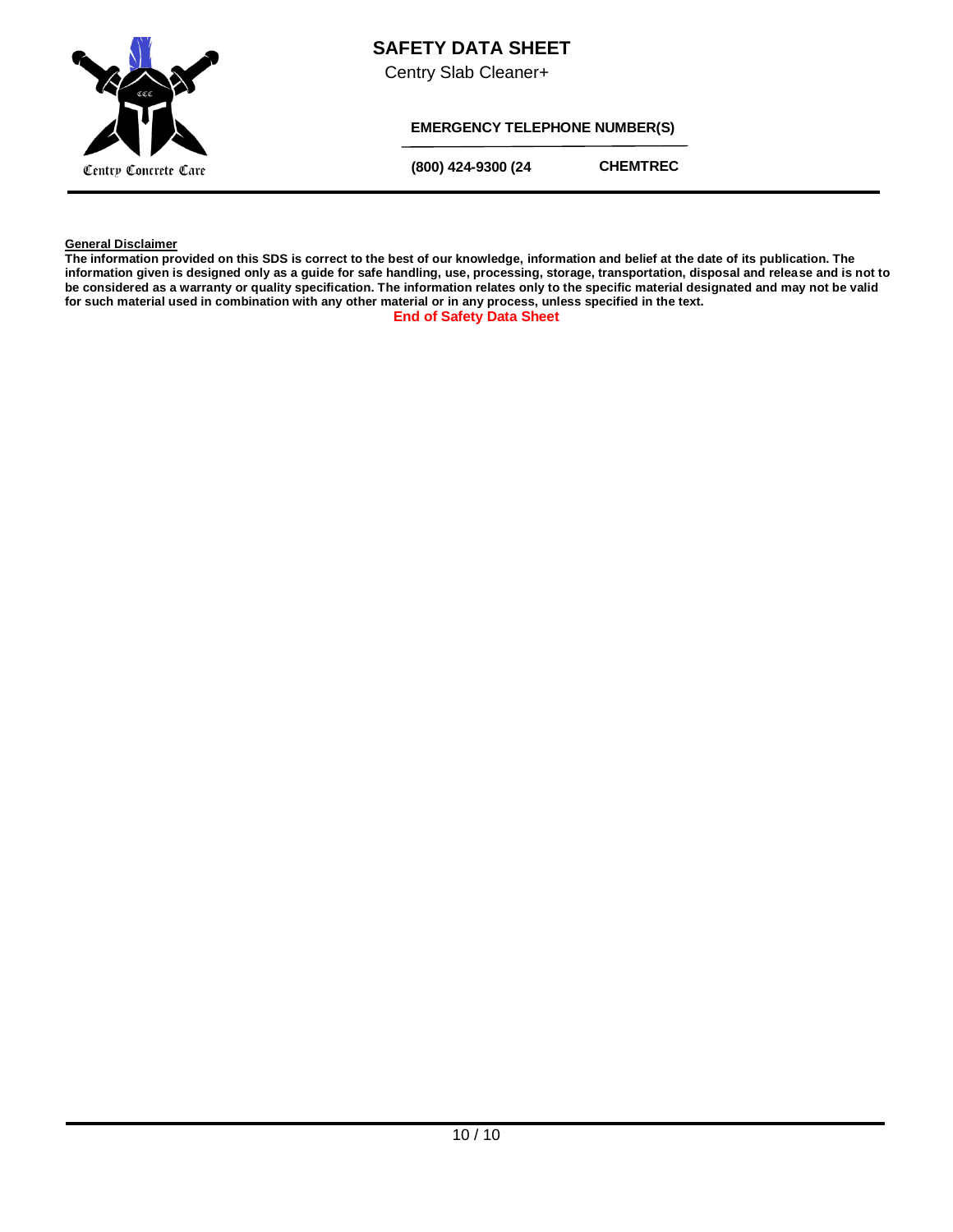**General Disclaimer**

**The information provided on this SDS is correct to the best of our knowledge, information and belief at the date of its publication. The information given is designed only as a guide for safe handling, use, processing, storage, transportation, disposal and release and is not to be considered as a warranty or quality specification. The information relates only to the specific material designated and may not be valid for such material used in combination with any other material or in any process, unless specified in the text.**

**End of Safety Data Sheet**